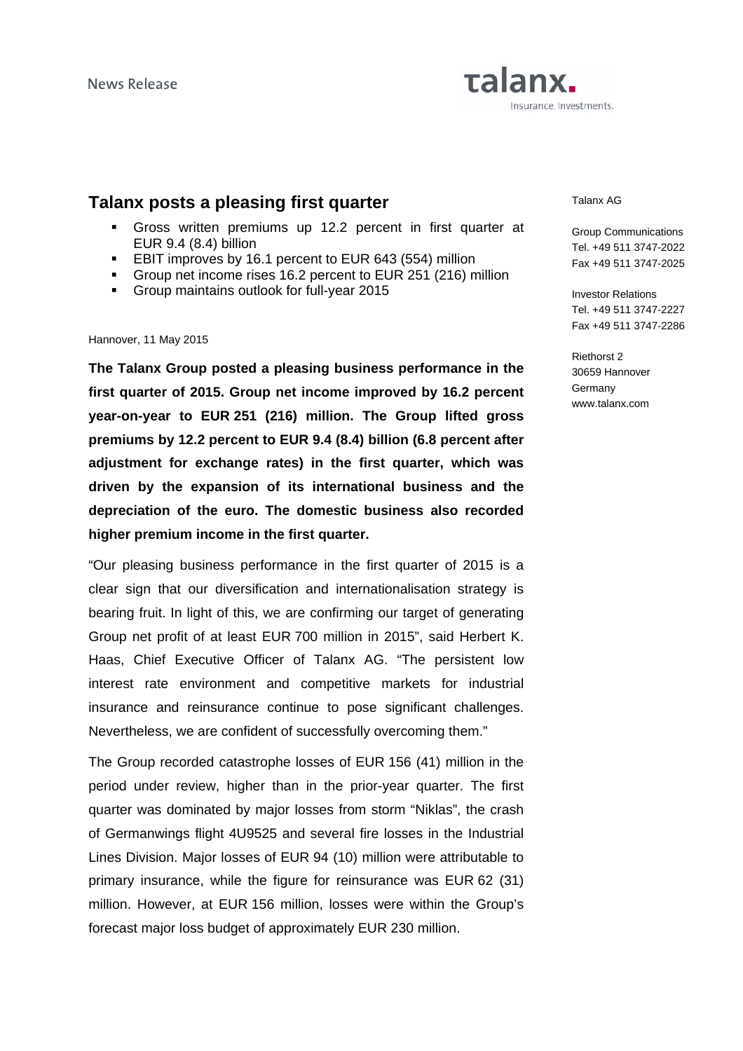News Release

talanx.
Insurance. Investments.

# Talanx posts a pleasing first quarter

- Gross written premiums up 12.2 percent in first quarter at EUR 9.4 (8.4) billion
- EBIT improves by 16.1 percent to EUR 643 (554) million
- Group net income rises 16.2 percent to EUR 251 (216) million
- Group maintains outlook for full-year 2015

Talanx AG

Group Communications
Tel. +49 511 3747-2022
Fax +49 511 3747-2025

Investor Relations
Tel. +49 511 3747-2227
Fax +49 511 3747-2286

Riethorst 2
30659 Hannover
Germany
www.talanx.com

Hannover, 11 May 2015

**The Talanx Group posted a pleasing business performance in the first quarter of 2015. Group net income improved by 16.2 percent year-on-year to EUR 251 (216) million. The Group lifted gross premiums by 12.2 percent to EUR 9.4 (8.4) billion (6.8 percent after adjustment for exchange rates) in the first quarter, which was driven by the expansion of its international business and the depreciation of the euro. The domestic business also recorded higher premium income in the first quarter.**

"Our pleasing business performance in the first quarter of 2015 is a clear sign that our diversification and internationalisation strategy is bearing fruit. In light of this, we are confirming our target of generating Group net profit of at least EUR 700 million in 2015", said Herbert K. Haas, Chief Executive Officer of Talanx AG. "The persistent low interest rate environment and competitive markets for industrial insurance and reinsurance continue to pose significant challenges. Nevertheless, we are confident of successfully overcoming them."

The Group recorded catastrophe losses of EUR 156 (41) million in the period under review, higher than in the prior-year quarter. The first quarter was dominated by major losses from storm "Niklas", the crash of Germanwings flight 4U9525 and several fire losses in the Industrial Lines Division. Major losses of EUR 94 (10) million were attributable to primary insurance, while the figure for reinsurance was EUR 62 (31) million. However, at EUR 156 million, losses were within the Group's forecast major loss budget of approximately EUR 230 million.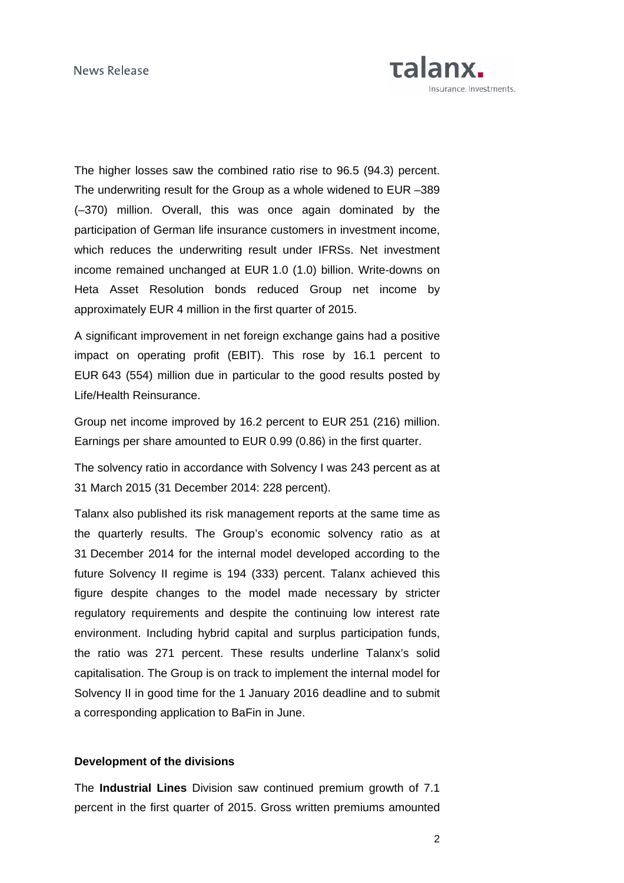The higher losses saw the combined ratio rise to 96.5 (94.3) percent. The underwriting result for the Group as a whole widened to EUR –389 (–370) million. Overall, this was once again dominated by the participation of German life insurance customers in investment income, which reduces the underwriting result under IFRSs. Net investment income remained unchanged at EUR 1.0 (1.0) billion. Write-downs on Heta Asset Resolution bonds reduced Group net income by approximately EUR 4 million in the first quarter of 2015.

A significant improvement in net foreign exchange gains had a positive impact on operating profit (EBIT). This rose by 16.1 percent to EUR 643 (554) million due in particular to the good results posted by Life/Health Reinsurance.

Group net income improved by 16.2 percent to EUR 251 (216) million. Earnings per share amounted to EUR 0.99 (0.86) in the first quarter.

The solvency ratio in accordance with Solvency I was 243 percent as at 31 March 2015 (31 December 2014: 228 percent).

Talanx also published its risk management reports at the same time as the quarterly results. The Group's economic solvency ratio as at 31 December 2014 for the internal model developed according to the future Solvency II regime is 194 (333) percent. Talanx achieved this figure despite changes to the model made necessary by stricter regulatory requirements and despite the continuing low interest rate environment. Including hybrid capital and surplus participation funds, the ratio was 271 percent. These results underline Talanx's solid capitalisation. The Group is on track to implement the internal model for Solvency II in good time for the 1 January 2016 deadline and to submit a corresponding application to BaFin in June.

**Development of the divisions**

The **Industrial Lines** Division saw continued premium growth of 7.1 percent in the first quarter of 2015. Gross written premiums amounted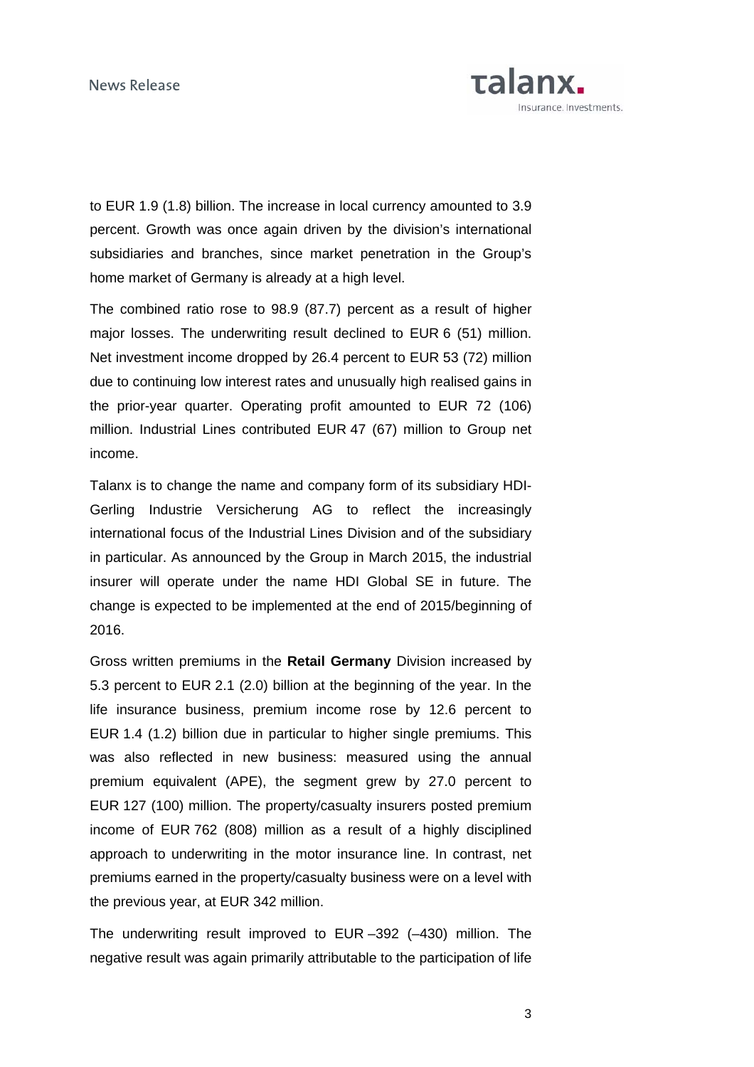to EUR 1.9 (1.8) billion. The increase in local currency amounted to 3.9 percent. Growth was once again driven by the division's international subsidiaries and branches, since market penetration in the Group's home market of Germany is already at a high level.

The combined ratio rose to 98.9 (87.7) percent as a result of higher major losses. The underwriting result declined to EUR 6 (51) million. Net investment income dropped by 26.4 percent to EUR 53 (72) million due to continuing low interest rates and unusually high realised gains in the prior-year quarter. Operating profit amounted to EUR 72 (106) million. Industrial Lines contributed EUR 47 (67) million to Group net income.

Talanx is to change the name and company form of its subsidiary HDI-Gerling Industrie Versicherung AG to reflect the increasingly international focus of the Industrial Lines Division and of the subsidiary in particular. As announced by the Group in March 2015, the industrial insurer will operate under the name HDI Global SE in future. The change is expected to be implemented at the end of 2015/beginning of 2016.

Gross written premiums in the **Retail Germany** Division increased by 5.3 percent to EUR 2.1 (2.0) billion at the beginning of the year. In the life insurance business, premium income rose by 12.6 percent to EUR 1.4 (1.2) billion due in particular to higher single premiums. This was also reflected in new business: measured using the annual premium equivalent (APE), the segment grew by 27.0 percent to EUR 127 (100) million. The property/casualty insurers posted premium income of EUR 762 (808) million as a result of a highly disciplined approach to underwriting in the motor insurance line. In contrast, net premiums earned in the property/casualty business were on a level with the previous year, at EUR 342 million.

The underwriting result improved to EUR –392 (–430) million. The negative result was again primarily attributable to the participation of life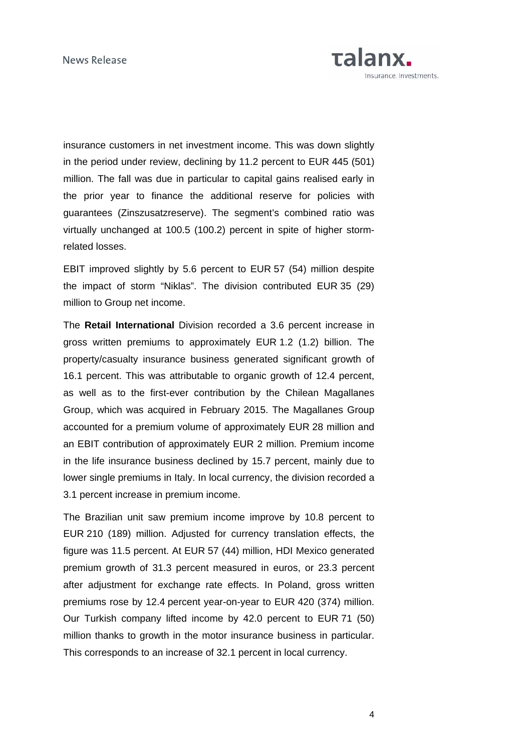insurance customers in net investment income. This was down slightly in the period under review, declining by 11.2 percent to EUR 445 (501) million. The fall was due in particular to capital gains realised early in the prior year to finance the additional reserve for policies with guarantees (Zinszusatzreserve). The segment's combined ratio was virtually unchanged at 100.5 (100.2) percent in spite of higher storm-related losses.

EBIT improved slightly by 5.6 percent to EUR 57 (54) million despite the impact of storm "Niklas". The division contributed EUR 35 (29) million to Group net income.

The **Retail International** Division recorded a 3.6 percent increase in gross written premiums to approximately EUR 1.2 (1.2) billion. The property/casualty insurance business generated significant growth of 16.1 percent. This was attributable to organic growth of 12.4 percent, as well as to the first-ever contribution by the Chilean Magallanes Group, which was acquired in February 2015. The Magallanes Group accounted for a premium volume of approximately EUR 28 million and an EBIT contribution of approximately EUR 2 million. Premium income in the life insurance business declined by 15.7 percent, mainly due to lower single premiums in Italy. In local currency, the division recorded a 3.1 percent increase in premium income.

The Brazilian unit saw premium income improve by 10.8 percent to EUR 210 (189) million. Adjusted for currency translation effects, the figure was 11.5 percent. At EUR 57 (44) million, HDI Mexico generated premium growth of 31.3 percent measured in euros, or 23.3 percent after adjustment for exchange rate effects. In Poland, gross written premiums rose by 12.4 percent year-on-year to EUR 420 (374) million. Our Turkish company lifted income by 42.0 percent to EUR 71 (50) million thanks to growth in the motor insurance business in particular. This corresponds to an increase of 32.1 percent in local currency.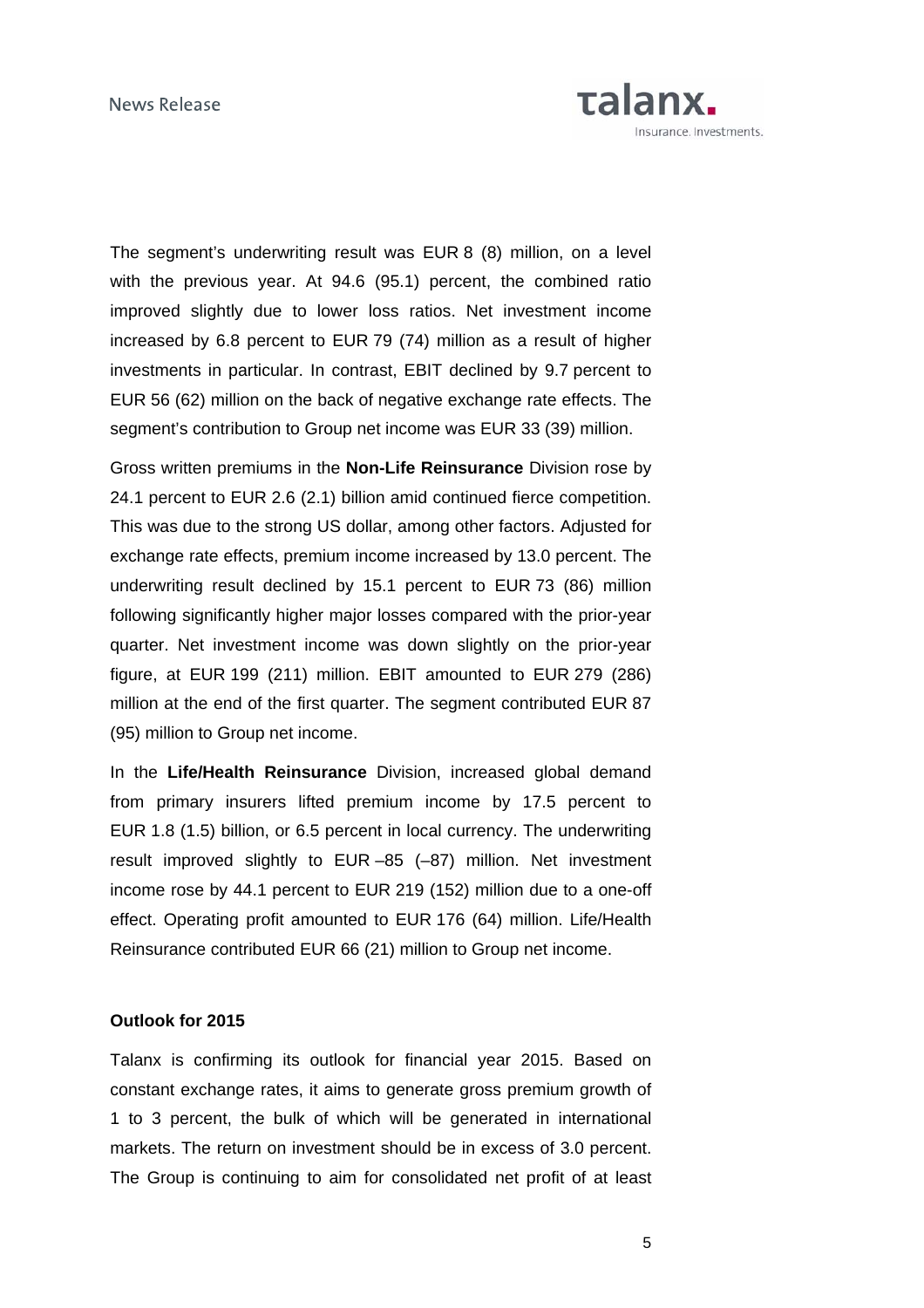The segment's underwriting result was EUR 8 (8) million, on a level with the previous year. At 94.6 (95.1) percent, the combined ratio improved slightly due to lower loss ratios. Net investment income increased by 6.8 percent to EUR 79 (74) million as a result of higher investments in particular. In contrast, EBIT declined by 9.7 percent to EUR 56 (62) million on the back of negative exchange rate effects. The segment's contribution to Group net income was EUR 33 (39) million.

Gross written premiums in the **Non-Life Reinsurance** Division rose by 24.1 percent to EUR 2.6 (2.1) billion amid continued fierce competition. This was due to the strong US dollar, among other factors. Adjusted for exchange rate effects, premium income increased by 13.0 percent. The underwriting result declined by 15.1 percent to EUR 73 (86) million following significantly higher major losses compared with the prior-year quarter. Net investment income was down slightly on the prior-year figure, at EUR 199 (211) million. EBIT amounted to EUR 279 (286) million at the end of the first quarter. The segment contributed EUR 87 (95) million to Group net income.

In the **Life/Health Reinsurance** Division, increased global demand from primary insurers lifted premium income by 17.5 percent to EUR 1.8 (1.5) billion, or 6.5 percent in local currency. The underwriting result improved slightly to EUR –85 (–87) million. Net investment income rose by 44.1 percent to EUR 219 (152) million due to a one-off effect. Operating profit amounted to EUR 176 (64) million. Life/Health Reinsurance contributed EUR 66 (21) million to Group net income.

**Outlook for 2015**

Talanx is confirming its outlook for financial year 2015. Based on constant exchange rates, it aims to generate gross premium growth of 1 to 3 percent, the bulk of which will be generated in international markets. The return on investment should be in excess of 3.0 percent. The Group is continuing to aim for consolidated net profit of at least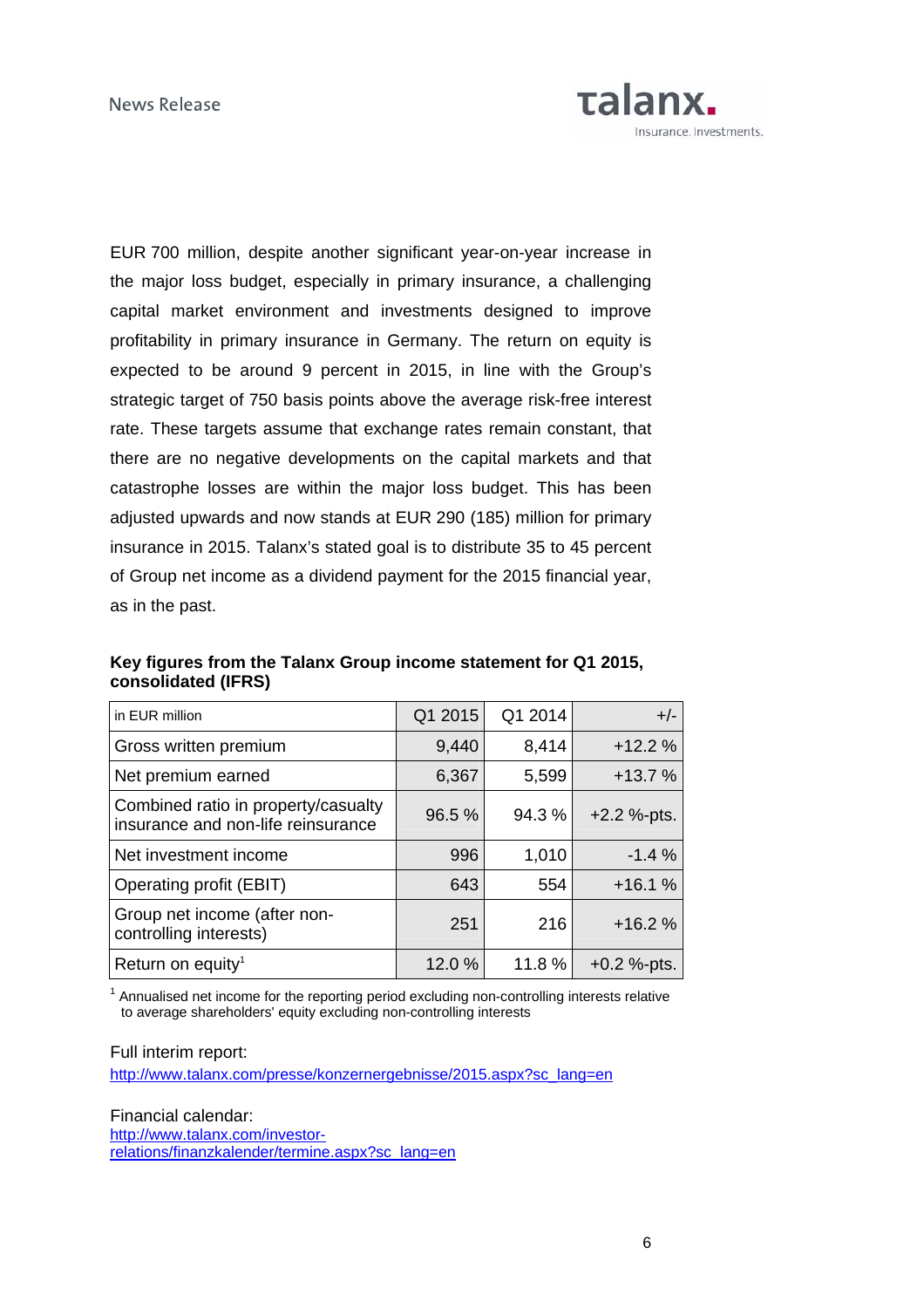EUR 700 million, despite another significant year-on-year increase in the major loss budget, especially in primary insurance, a challenging capital market environment and investments designed to improve profitability in primary insurance in Germany. The return on equity is expected to be around 9 percent in 2015, in line with the Group's strategic target of 750 basis points above the average risk-free interest rate. These targets assume that exchange rates remain constant, that there are no negative developments on the capital markets and that catastrophe losses are within the major loss budget. This has been adjusted upwards and now stands at EUR 290 (185) million for primary insurance in 2015. Talanx's stated goal is to distribute 35 to 45 percent of Group net income as a dividend payment for the 2015 financial year, as in the past.

**Key figures from the Talanx Group income statement for Q1 2015, consolidated (IFRS)**

| in EUR million | Q1 2015 | Q1 2014 | +/- |
|---|---|---|---|
| Gross written premium | 9,440 | 8,414 | +12.2 % |
| Net premium earned | 6,367 | 5,599 | +13.7 % |
| Combined ratio in property/casualty insurance and non-life reinsurance | 96.5 % | 94.3 % | +2.2 %-pts. |
| Net investment income | 996 | 1,010 | -1.4 % |
| Operating profit (EBIT) | 643 | 554 | +16.1 % |
| Group net income (after non-controlling interests) | 251 | 216 | +16.2 % |
| Return on equity[1] | 12.0 % | 11.8 % | +0.2 %-pts. |

[1] Annualised net income for the reporting period excluding non-controlling interests relative to average shareholders' equity excluding non-controlling interests

Full interim report:
http://www.talanx.com/presse/konzernergebnisse/2015.aspx?sc_lang=en

Financial calendar:
http://www.talanx.com/investor-relations/finanzkalender/termine.aspx?sc_lang=en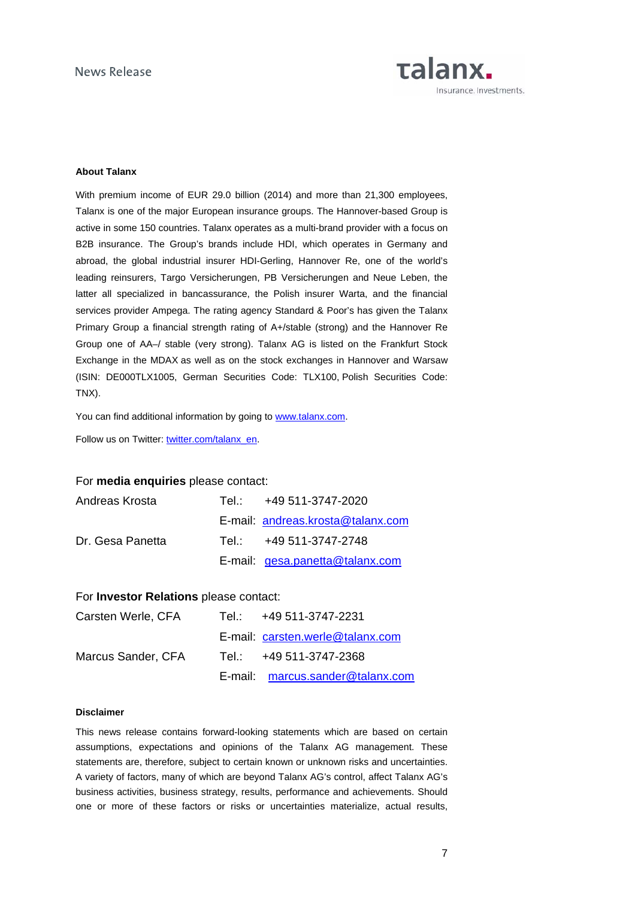**About Talanx**

With premium income of EUR 29.0 billion (2014) and more than 21,300 employees, Talanx is one of the major European insurance groups. The Hannover-based Group is active in some 150 countries. Talanx operates as a multi-brand provider with a focus on B2B insurance. The Group's brands include HDI, which operates in Germany and abroad, the global industrial insurer HDI-Gerling, Hannover Re, one of the world's leading reinsurers, Targo Versicherungen, PB Versicherungen and Neue Leben, the latter all specialized in bancassurance, the Polish insurer Warta, and the financial services provider Ampega. The rating agency Standard & Poor's has given the Talanx Primary Group a financial strength rating of A+/stable (strong) and the Hannover Re Group one of AA–/ stable (very strong). Talanx AG is listed on the Frankfurt Stock Exchange in the MDAX as well as on the stock exchanges in Hannover and Warsaw (ISIN: DE000TLX1005, German Securities Code: TLX100, Polish Securities Code: TNX).

You can find additional information by going to www.talanx.com.

Follow us on Twitter: twitter.com/talanx_en.

For **media enquiries** please contact:

| | | |
|---|---|---|
| Andreas Krosta | Tel.: | +49 511-3747-2020 |
| | E-mail: | andreas.krosta@talanx.com |
| Dr. Gesa Panetta | Tel.: | +49 511-3747-2748 |
| | E-mail: | gesa.panetta@talanx.com |

For **Investor Relations** please contact:

| | | |
|---|---|---|
| Carsten Werle, CFA | Tel.: | +49 511-3747-2231 |
| | E-mail: | carsten.werle@talanx.com |
| Marcus Sander, CFA | Tel.: | +49 511-3747-2368 |
| | E-mail: | marcus.sander@talanx.com |

**Disclaimer**

This news release contains forward-looking statements which are based on certain assumptions, expectations and opinions of the Talanx AG management. These statements are, therefore, subject to certain known or unknown risks and uncertainties. A variety of factors, many of which are beyond Talanx AG's control, affect Talanx AG's business activities, business strategy, results, performance and achievements. Should one or more of these factors or risks or uncertainties materialize, actual results,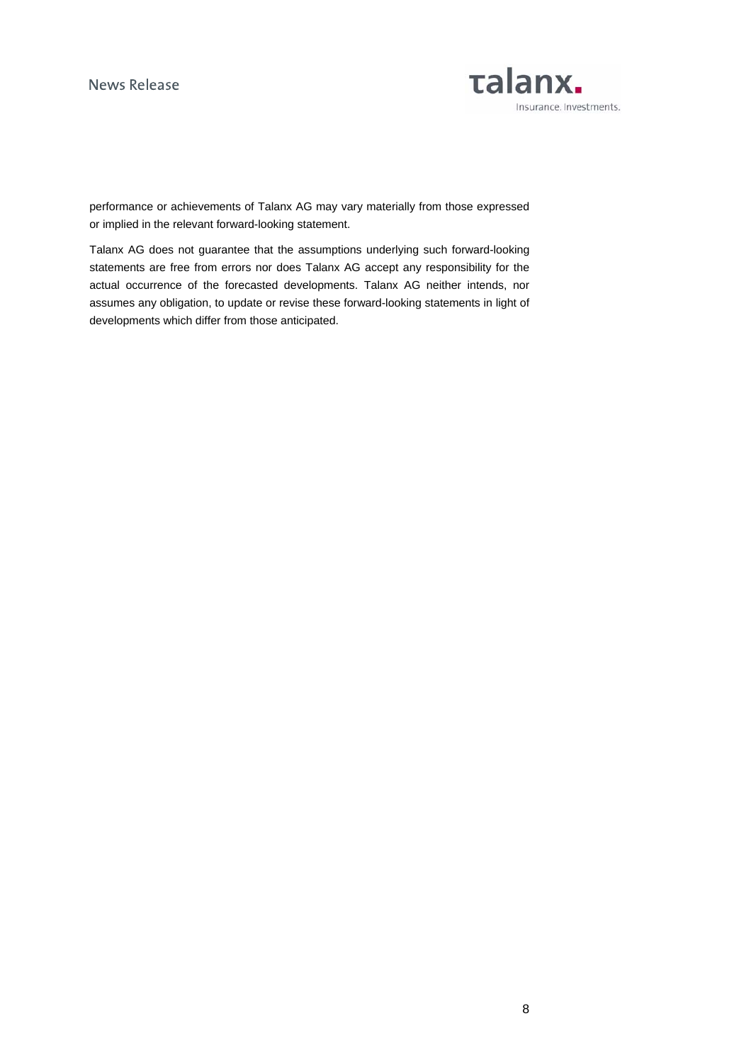performance or achievements of Talanx AG may vary materially from those expressed or implied in the relevant forward-looking statement.

Talanx AG does not guarantee that the assumptions underlying such forward-looking statements are free from errors nor does Talanx AG accept any responsibility for the actual occurrence of the forecasted developments. Talanx AG neither intends, nor assumes any obligation, to update or revise these forward-looking statements in light of developments which differ from those anticipated.